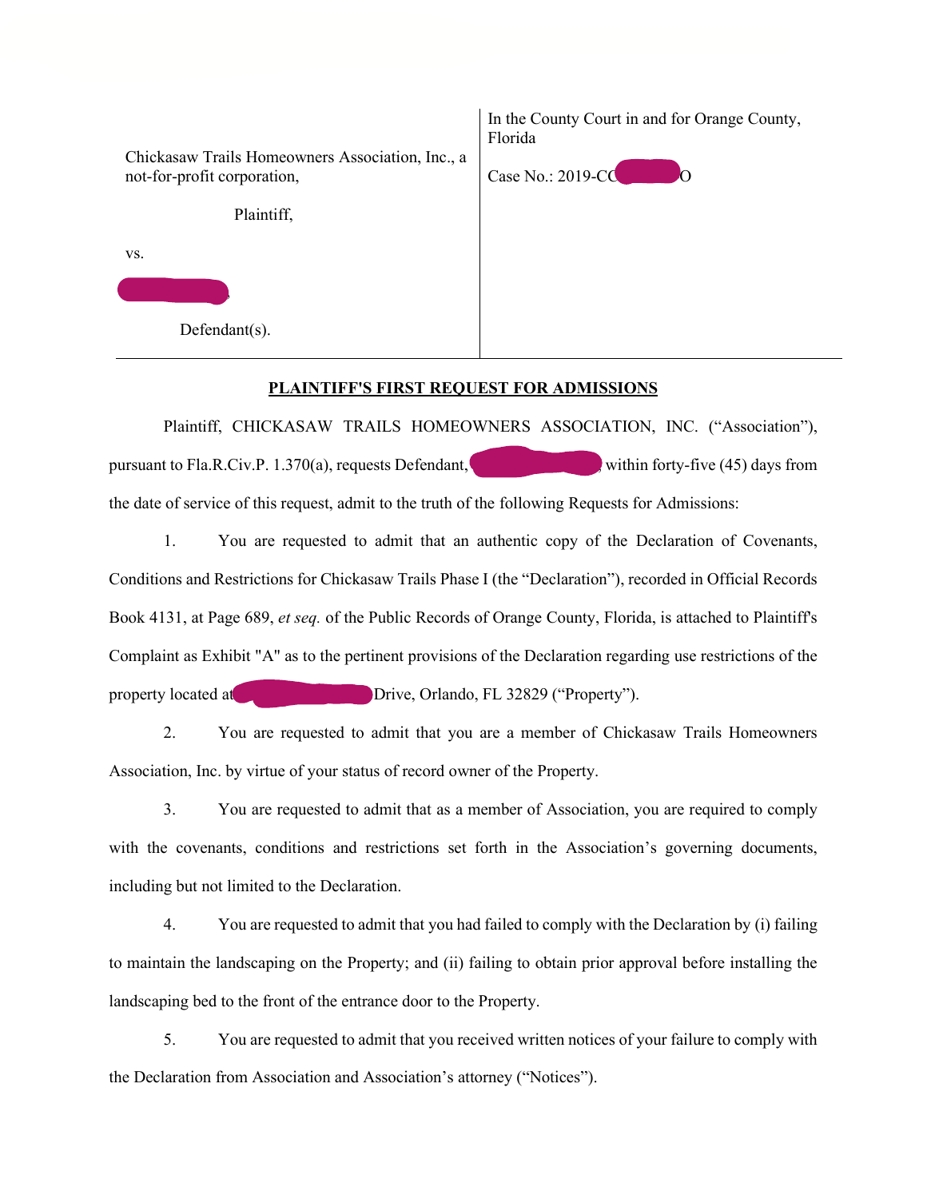| | |
|---|---|
| Chickasaw Trails Homeowners Association, Inc., a not-for-profit corporation,<br><br>Plaintiff,<br><br>vs.<br><br>[REDACTED]<br><br>Defendant(s). | In the County Court in and for Orange County, Florida<br><br>Case No.: 2019-CC[REDACTED]O |

## PLAINTIFF'S FIRST REQUEST FOR ADMISSIONS

Plaintiff, CHICKASAW TRAILS HOMEOWNERS ASSOCIATION, INC. ("Association"), pursuant to Fla.R.Civ.P. 1.370(a), requests Defendant, [REDACTED], within forty-five (45) days from the date of service of this request, admit to the truth of the following Requests for Admissions:

1. You are requested to admit that an authentic copy of the Declaration of Covenants, Conditions and Restrictions for Chickasaw Trails Phase I (the "Declaration"), recorded in Official Records Book 4131, at Page 689, *et seq.* of the Public Records of Orange County, Florida, is attached to Plaintiff's Complaint as Exhibit "A" as to the pertinent provisions of the Declaration regarding use restrictions of the property located at [REDACTED] Drive, Orlando, FL 32829 ("Property").

2. You are requested to admit that you are a member of Chickasaw Trails Homeowners Association, Inc. by virtue of your status of record owner of the Property.

3. You are requested to admit that as a member of Association, you are required to comply with the covenants, conditions and restrictions set forth in the Association's governing documents, including but not limited to the Declaration.

4. You are requested to admit that you had failed to comply with the Declaration by (i) failing to maintain the landscaping on the Property; and (ii) failing to obtain prior approval before installing the landscaping bed to the front of the entrance door to the Property.

5. You are requested to admit that you received written notices of your failure to comply with the Declaration from Association and Association's attorney ("Notices").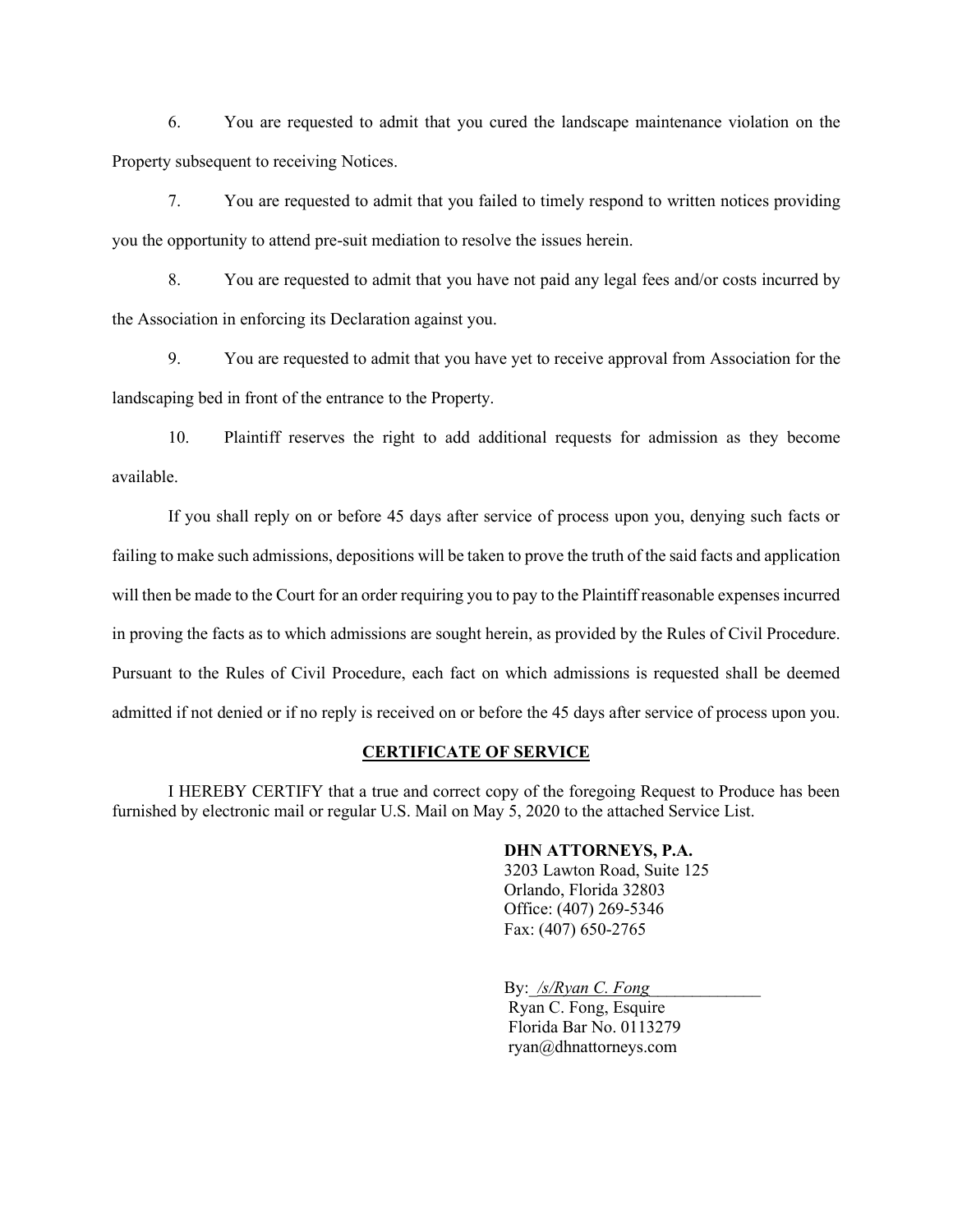6. You are requested to admit that you cured the landscape maintenance violation on the Property subsequent to receiving Notices.

7. You are requested to admit that you failed to timely respond to written notices providing you the opportunity to attend pre-suit mediation to resolve the issues herein.

8. You are requested to admit that you have not paid any legal fees and/or costs incurred by the Association in enforcing its Declaration against you.

9. You are requested to admit that you have yet to receive approval from Association for the landscaping bed in front of the entrance to the Property.

10. Plaintiff reserves the right to add additional requests for admission as they become available.

If you shall reply on or before 45 days after service of process upon you, denying such facts or failing to make such admissions, depositions will be taken to prove the truth of the said facts and application will then be made to the Court for an order requiring you to pay to the Plaintiff reasonable expenses incurred in proving the facts as to which admissions are sought herein, as provided by the Rules of Civil Procedure. Pursuant to the Rules of Civil Procedure, each fact on which admissions is requested shall be deemed admitted if not denied or if no reply is received on or before the 45 days after service of process upon you.

**CERTIFICATE OF SERVICE**

I HEREBY CERTIFY that a true and correct copy of the foregoing Request to Produce has been furnished by electronic mail or regular U.S. Mail on May 5, 2020 to the attached Service List.

**DHN ATTORNEYS, P.A.**
3203 Lawton Road, Suite 125
Orlando, Florida 32803
Office: (407) 269-5346
Fax: (407) 650-2765

By: */s/Ryan C. Fong*
Ryan C. Fong, Esquire
Florida Bar No. 0113279
ryan@dhnattorneys.com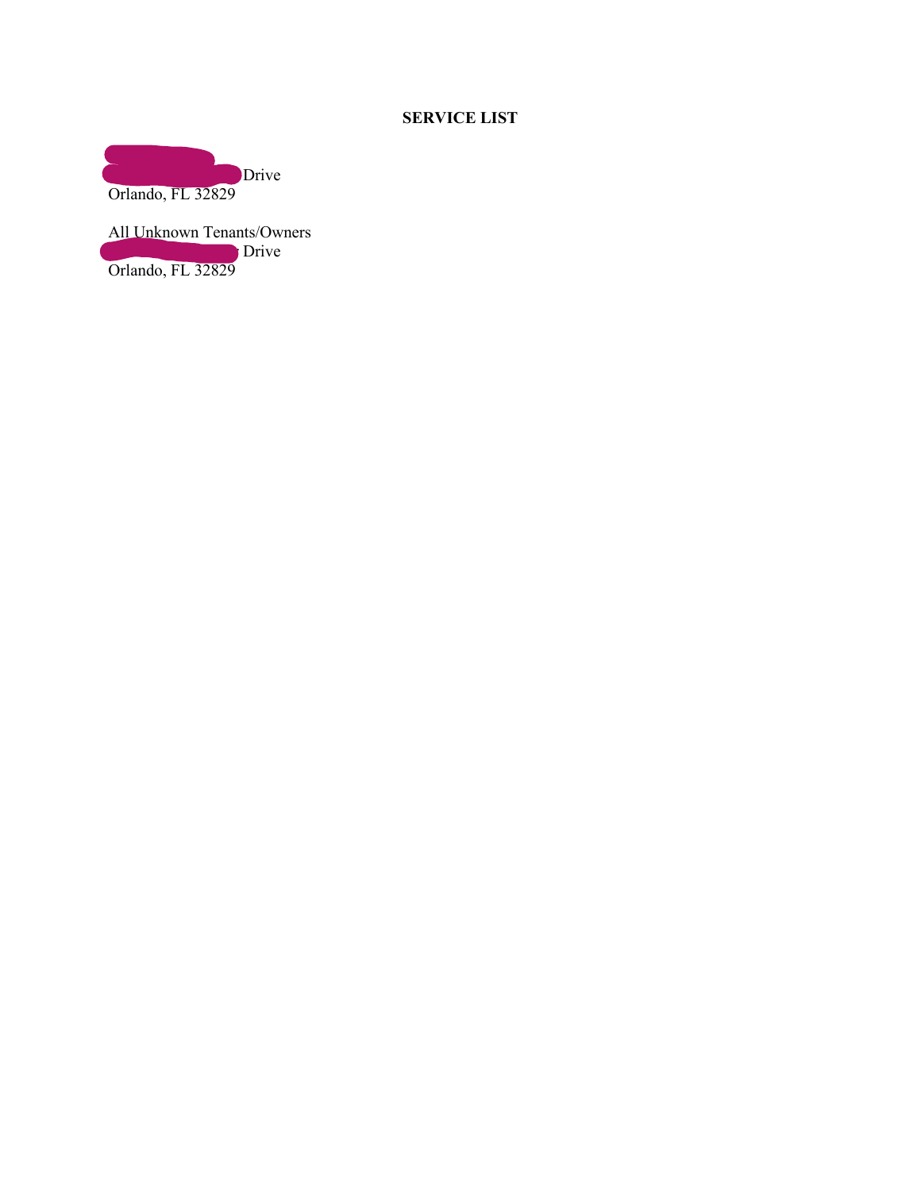**SERVICE LIST**

Drive
Orlando, FL 32829

All Unknown Tenants/Owners
Drive
Orlando, FL 32829